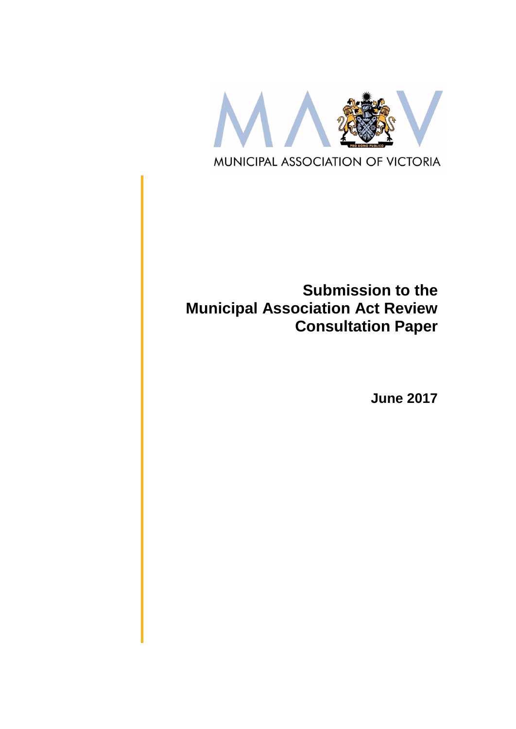MUNICIPAL ASSOCIATION OF VICTORIA

# Submission to the Municipal Association Act Review Consultation Paper

**June 2017**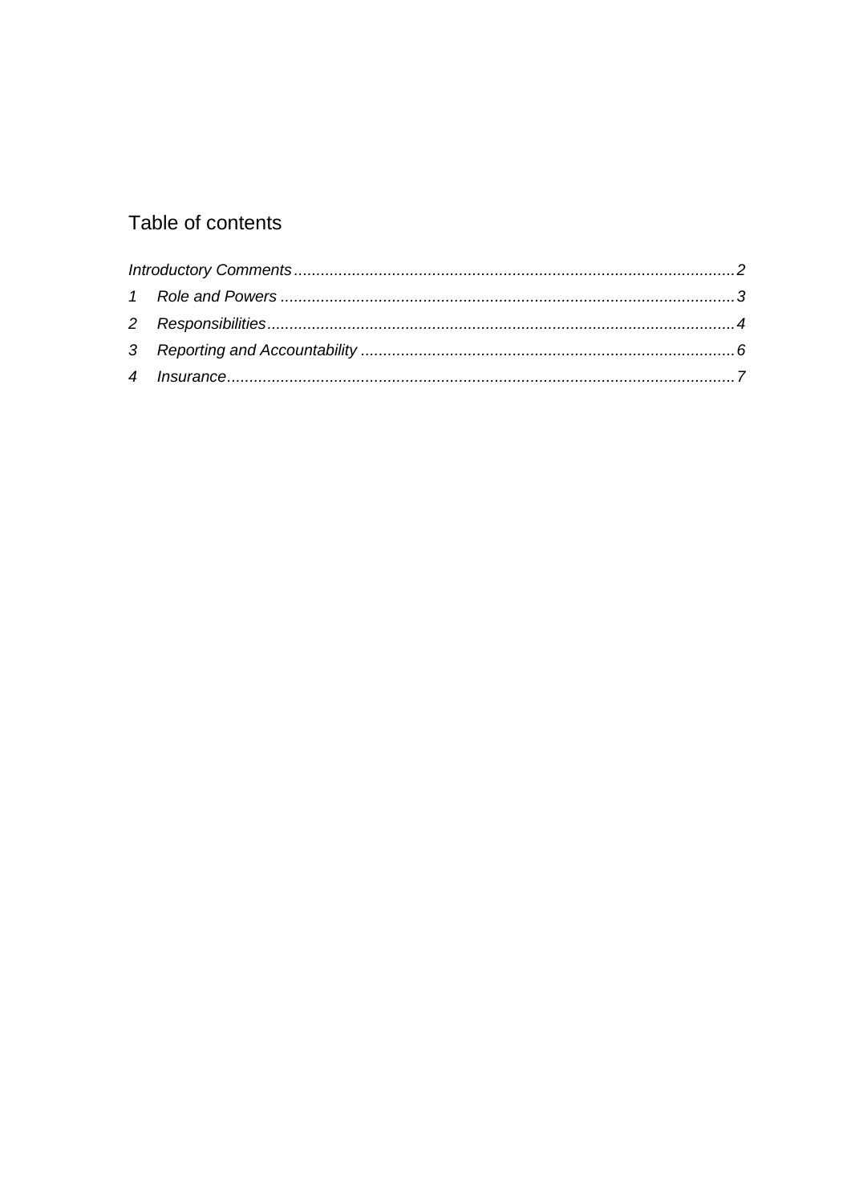# Table of contents

*Introductory Comments* .......... 2

1 *Role and Powers* .......... 3

2 *Responsibilities* .......... 4

3 *Reporting and Accountability* .......... 6

4 *Insurance* .......... 7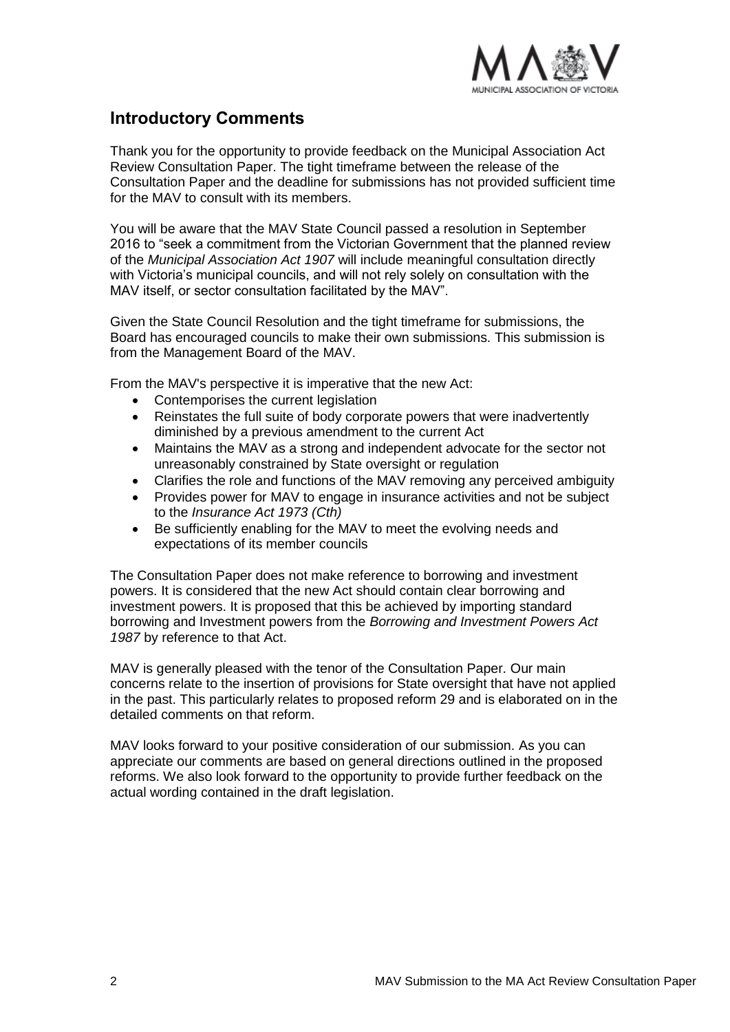## Introductory Comments

Thank you for the opportunity to provide feedback on the Municipal Association Act Review Consultation Paper. The tight timeframe between the release of the Consultation Paper and the deadline for submissions has not provided sufficient time for the MAV to consult with its members.

You will be aware that the MAV State Council passed a resolution in September 2016 to "seek a commitment from the Victorian Government that the planned review of the *Municipal Association Act 1907* will include meaningful consultation directly with Victoria's municipal councils, and will not rely solely on consultation with the MAV itself, or sector consultation facilitated by the MAV".

Given the State Council Resolution and the tight timeframe for submissions, the Board has encouraged councils to make their own submissions. This submission is from the Management Board of the MAV.

From the MAV's perspective it is imperative that the new Act:

- Contemporises the current legislation
- Reinstates the full suite of body corporate powers that were inadvertently diminished by a previous amendment to the current Act
- Maintains the MAV as a strong and independent advocate for the sector not unreasonably constrained by State oversight or regulation
- Clarifies the role and functions of the MAV removing any perceived ambiguity
- Provides power for MAV to engage in insurance activities and not be subject to the *Insurance Act 1973 (Cth)*
- Be sufficiently enabling for the MAV to meet the evolving needs and expectations of its member councils

The Consultation Paper does not make reference to borrowing and investment powers. It is considered that the new Act should contain clear borrowing and investment powers. It is proposed that this be achieved by importing standard borrowing and Investment powers from the *Borrowing and Investment Powers Act 1987* by reference to that Act.

MAV is generally pleased with the tenor of the Consultation Paper. Our main concerns relate to the insertion of provisions for State oversight that have not applied in the past. This particularly relates to proposed reform 29 and is elaborated on in the detailed comments on that reform.

MAV looks forward to your positive consideration of our submission. As you can appreciate our comments are based on general directions outlined in the proposed reforms. We also look forward to the opportunity to provide further feedback on the actual wording contained in the draft legislation.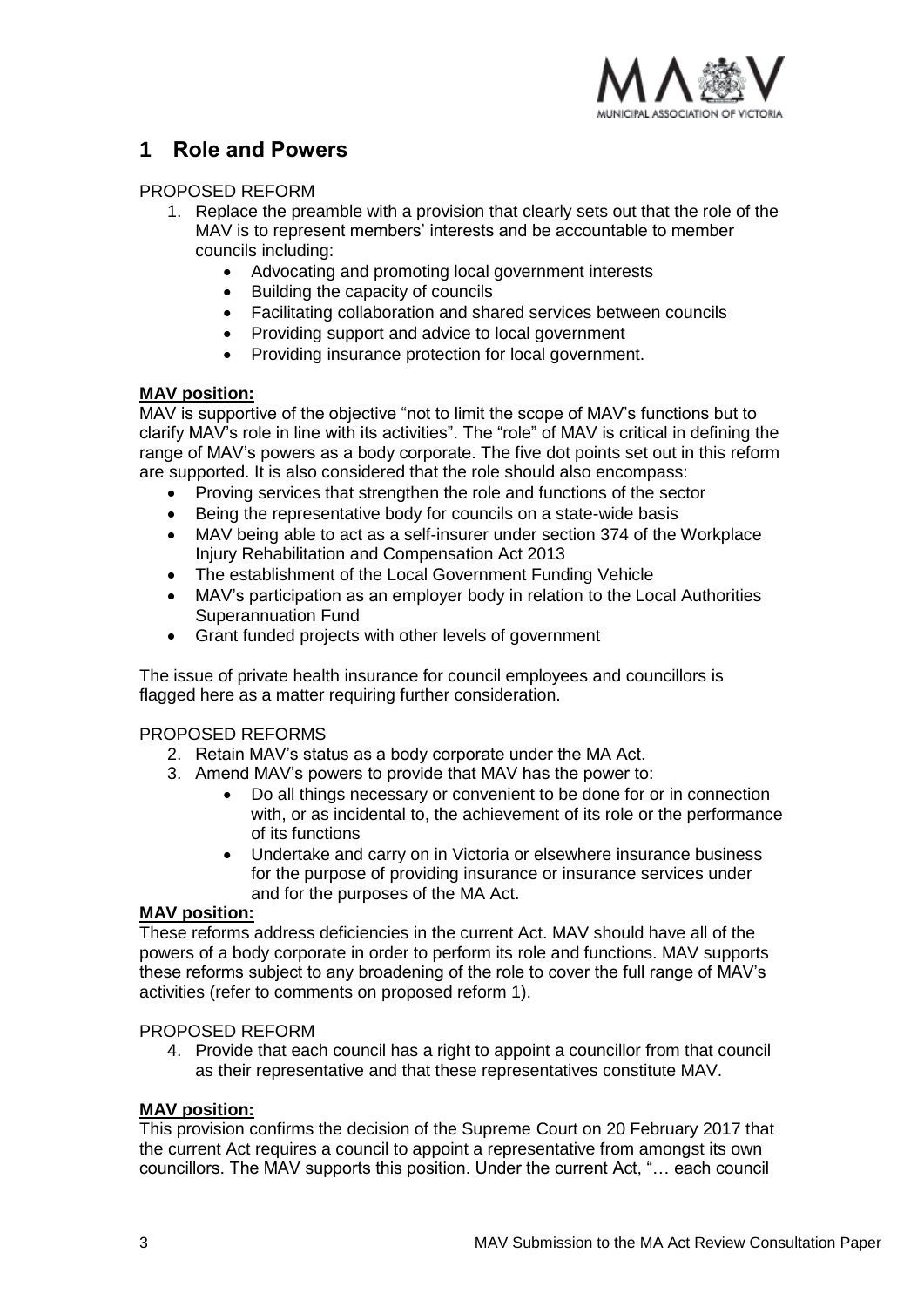# 1 Role and Powers

PROPOSED REFORM

1. Replace the preamble with a provision that clearly sets out that the role of the MAV is to represent members' interests and be accountable to member councils including:
    - Advocating and promoting local government interests
    - Building the capacity of councils
    - Facilitating collaboration and shared services between councils
    - Providing support and advice to local government
    - Providing insurance protection for local government.

**MAV position:**

MAV is supportive of the objective "not to limit the scope of MAV's functions but to clarify MAV's role in line with its activities". The "role" of MAV is critical in defining the range of MAV's powers as a body corporate. The five dot points set out in this reform are supported. It is also considered that the role should also encompass:

- Proving services that strengthen the role and functions of the sector
- Being the representative body for councils on a state-wide basis
- MAV being able to act as a self-insurer under section 374 of the Workplace Injury Rehabilitation and Compensation Act 2013
- The establishment of the Local Government Funding Vehicle
- MAV's participation as an employer body in relation to the Local Authorities Superannuation Fund
- Grant funded projects with other levels of government

The issue of private health insurance for council employees and councillors is flagged here as a matter requiring further consideration.

PROPOSED REFORMS

2. Retain MAV's status as a body corporate under the MA Act.
3. Amend MAV's powers to provide that MAV has the power to:
    - Do all things necessary or convenient to be done for or in connection with, or as incidental to, the achievement of its role or the performance of its functions
    - Undertake and carry on in Victoria or elsewhere insurance business for the purpose of providing insurance or insurance services under and for the purposes of the MA Act.

**MAV position:**

These reforms address deficiencies in the current Act. MAV should have all of the powers of a body corporate in order to perform its role and functions. MAV supports these reforms subject to any broadening of the role to cover the full range of MAV's activities (refer to comments on proposed reform 1).

PROPOSED REFORM

4. Provide that each council has a right to appoint a councillor from that council as their representative and that these representatives constitute MAV.

**MAV position:**

This provision confirms the decision of the Supreme Court on 20 February 2017 that the current Act requires a council to appoint a representative from amongst its own councillors. The MAV supports this position. Under the current Act, "… each council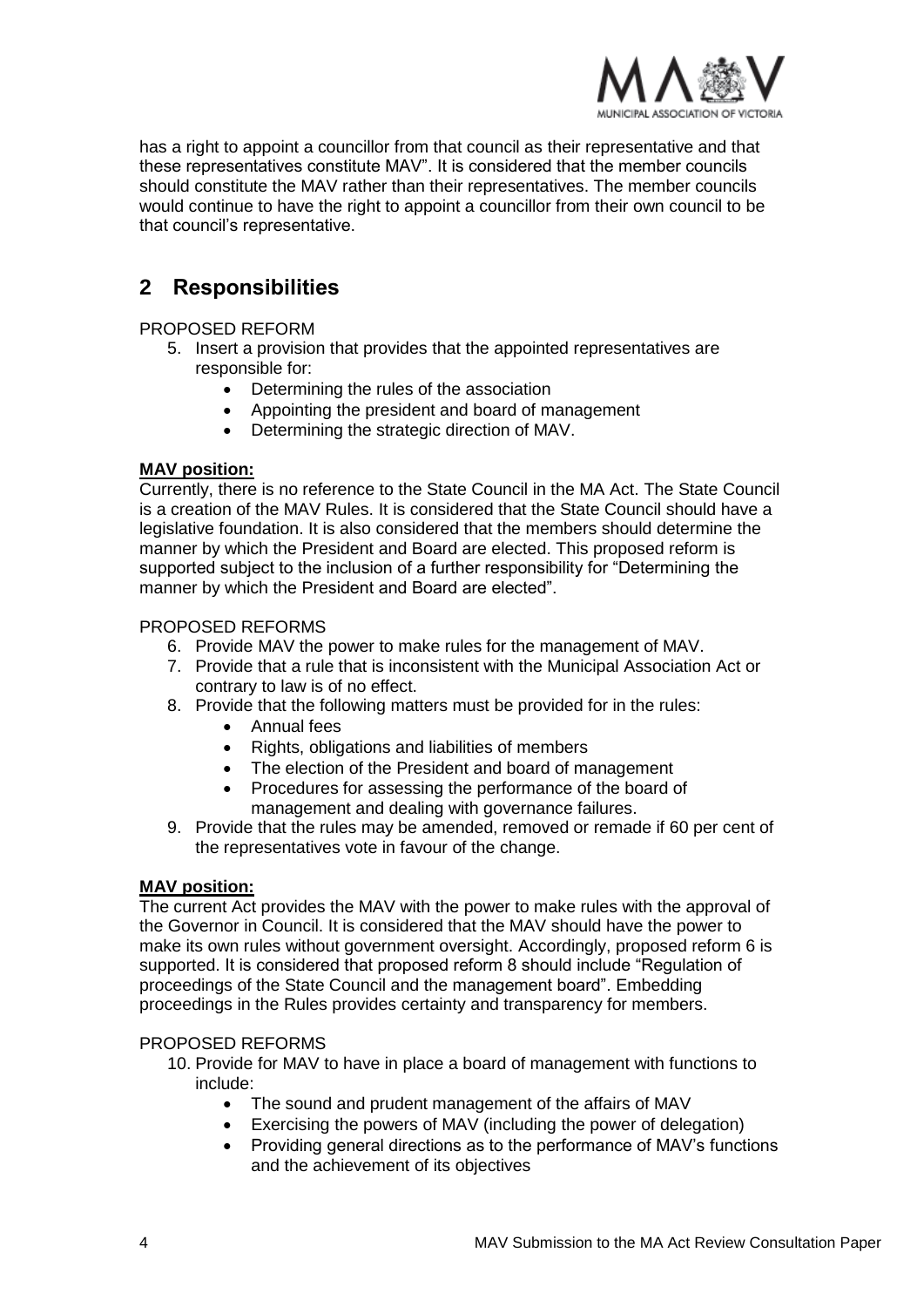has a right to appoint a councillor from that council as their representative and that these representatives constitute MAV". It is considered that the member councils should constitute the MAV rather than their representatives. The member councils would continue to have the right to appoint a councillor from their own council to be that council's representative.

## 2 Responsibilities

PROPOSED REFORM

5. Insert a provision that provides that the appointed representatives are responsible for:
    - Determining the rules of the association
    - Appointing the president and board of management
    - Determining the strategic direction of MAV.

**MAV position:**

Currently, there is no reference to the State Council in the MA Act. The State Council is a creation of the MAV Rules. It is considered that the State Council should have a legislative foundation. It is also considered that the members should determine the manner by which the President and Board are elected. This proposed reform is supported subject to the inclusion of a further responsibility for "Determining the manner by which the President and Board are elected".

PROPOSED REFORMS

6. Provide MAV the power to make rules for the management of MAV.
7. Provide that a rule that is inconsistent with the Municipal Association Act or contrary to law is of no effect.
8. Provide that the following matters must be provided for in the rules:
    - Annual fees
    - Rights, obligations and liabilities of members
    - The election of the President and board of management
    - Procedures for assessing the performance of the board of management and dealing with governance failures.
9. Provide that the rules may be amended, removed or remade if 60 per cent of the representatives vote in favour of the change.

**MAV position:**

The current Act provides the MAV with the power to make rules with the approval of the Governor in Council. It is considered that the MAV should have the power to make its own rules without government oversight. Accordingly, proposed reform 6 is supported. It is considered that proposed reform 8 should include "Regulation of proceedings of the State Council and the management board". Embedding proceedings in the Rules provides certainty and transparency for members.

PROPOSED REFORMS

10. Provide for MAV to have in place a board of management with functions to include:
    - The sound and prudent management of the affairs of MAV
    - Exercising the powers of MAV (including the power of delegation)
    - Providing general directions as to the performance of MAV's functions and the achievement of its objectives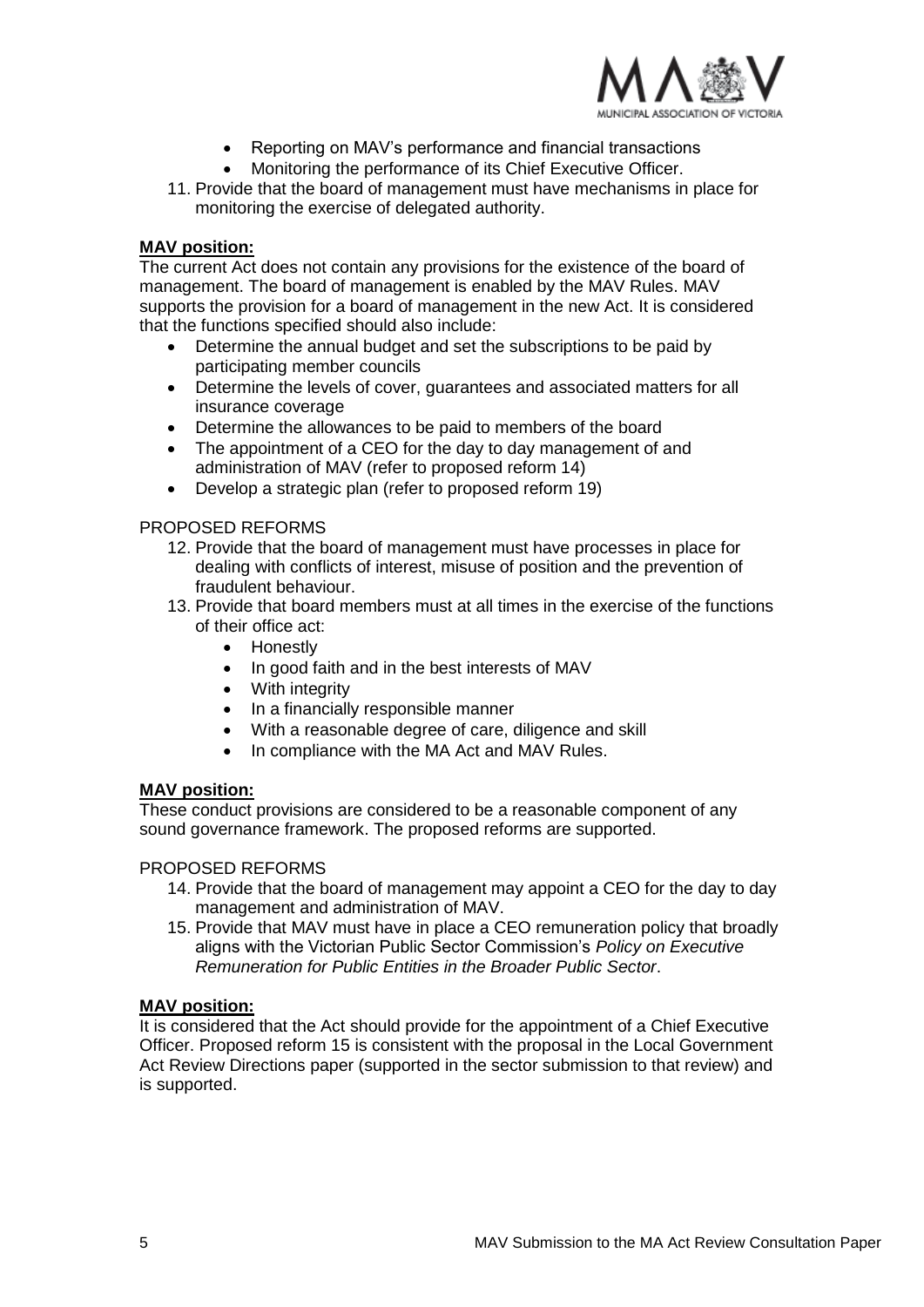- Reporting on MAV's performance and financial transactions
- Monitoring the performance of its Chief Executive Officer.

11. Provide that the board of management must have mechanisms in place for monitoring the exercise of delegated authority.

**MAV position:**

The current Act does not contain any provisions for the existence of the board of management. The board of management is enabled by the MAV Rules. MAV supports the provision for a board of management in the new Act. It is considered that the functions specified should also include:

- Determine the annual budget and set the subscriptions to be paid by participating member councils
- Determine the levels of cover, guarantees and associated matters for all insurance coverage
- Determine the allowances to be paid to members of the board
- The appointment of a CEO for the day to day management of and administration of MAV (refer to proposed reform 14)
- Develop a strategic plan (refer to proposed reform 19)

PROPOSED REFORMS

12. Provide that the board of management must have processes in place for dealing with conflicts of interest, misuse of position and the prevention of fraudulent behaviour.
13. Provide that board members must at all times in the exercise of the functions of their office act:
    - Honestly
    - In good faith and in the best interests of MAV
    - With integrity
    - In a financially responsible manner
    - With a reasonable degree of care, diligence and skill
    - In compliance with the MA Act and MAV Rules.

**MAV position:**

These conduct provisions are considered to be a reasonable component of any sound governance framework. The proposed reforms are supported.

PROPOSED REFORMS

14. Provide that the board of management may appoint a CEO for the day to day management and administration of MAV.
15. Provide that MAV must have in place a CEO remuneration policy that broadly aligns with the Victorian Public Sector Commission's *Policy on Executive Remuneration for Public Entities in the Broader Public Sector*.

**MAV position:**

It is considered that the Act should provide for the appointment of a Chief Executive Officer. Proposed reform 15 is consistent with the proposal in the Local Government Act Review Directions paper (supported in the sector submission to that review) and is supported.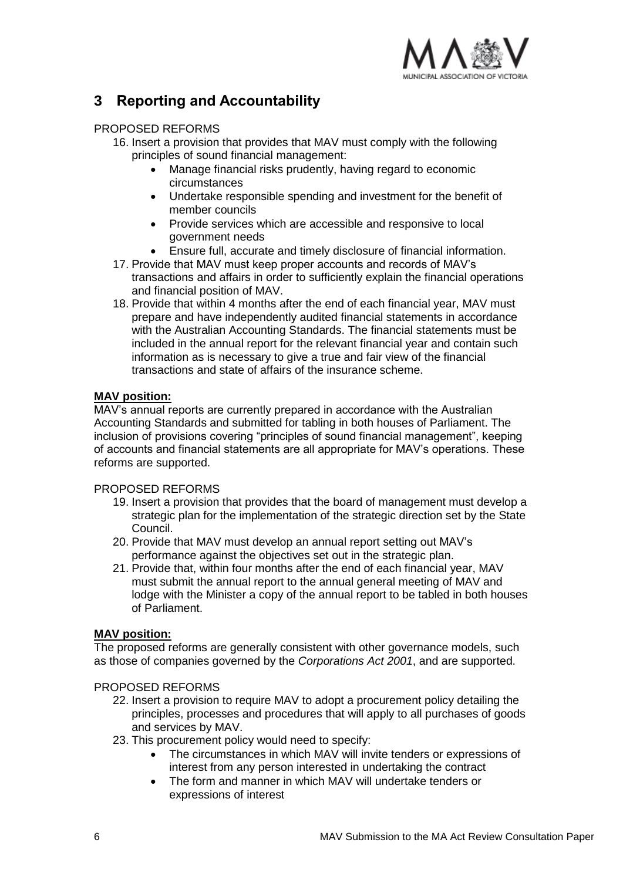## 3 Reporting and Accountability

PROPOSED REFORMS

16. Insert a provision that provides that MAV must comply with the following principles of sound financial management:
    - Manage financial risks prudently, having regard to economic circumstances
    - Undertake responsible spending and investment for the benefit of member councils
    - Provide services which are accessible and responsive to local government needs
    - Ensure full, accurate and timely disclosure of financial information.
17. Provide that MAV must keep proper accounts and records of MAV's transactions and affairs in order to sufficiently explain the financial operations and financial position of MAV.
18. Provide that within 4 months after the end of each financial year, MAV must prepare and have independently audited financial statements in accordance with the Australian Accounting Standards. The financial statements must be included in the annual report for the relevant financial year and contain such information as is necessary to give a true and fair view of the financial transactions and state of affairs of the insurance scheme.

**MAV position:**

MAV's annual reports are currently prepared in accordance with the Australian Accounting Standards and submitted for tabling in both houses of Parliament. The inclusion of provisions covering "principles of sound financial management", keeping of accounts and financial statements are all appropriate for MAV's operations. These reforms are supported.

PROPOSED REFORMS

19. Insert a provision that provides that the board of management must develop a strategic plan for the implementation of the strategic direction set by the State Council.
20. Provide that MAV must develop an annual report setting out MAV's performance against the objectives set out in the strategic plan.
21. Provide that, within four months after the end of each financial year, MAV must submit the annual report to the annual general meeting of MAV and lodge with the Minister a copy of the annual report to be tabled in both houses of Parliament.

**MAV position:**

The proposed reforms are generally consistent with other governance models, such as those of companies governed by the *Corporations Act 2001*, and are supported.

PROPOSED REFORMS

22. Insert a provision to require MAV to adopt a procurement policy detailing the principles, processes and procedures that will apply to all purchases of goods and services by MAV.
23. This procurement policy would need to specify:
    - The circumstances in which MAV will invite tenders or expressions of interest from any person interested in undertaking the contract
    - The form and manner in which MAV will undertake tenders or expressions of interest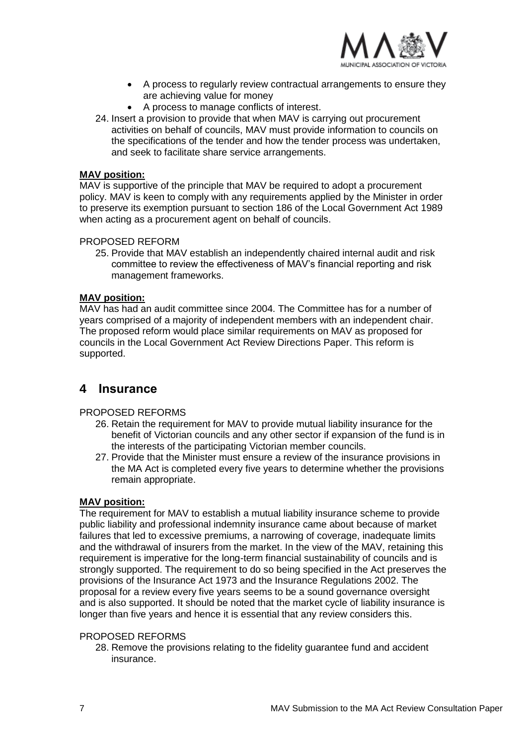- A process to regularly review contractual arrangements to ensure they are achieving value for money
- A process to manage conflicts of interest.

24. Insert a provision to provide that when MAV is carrying out procurement activities on behalf of councils, MAV must provide information to councils on the specifications of the tender and how the tender process was undertaken, and seek to facilitate share service arrangements.

**MAV position:**
MAV is supportive of the principle that MAV be required to adopt a procurement policy. MAV is keen to comply with any requirements applied by the Minister in order to preserve its exemption pursuant to section 186 of the Local Government Act 1989 when acting as a procurement agent on behalf of councils.

PROPOSED REFORM

25. Provide that MAV establish an independently chaired internal audit and risk committee to review the effectiveness of MAV's financial reporting and risk management frameworks.

**MAV position:**
MAV has had an audit committee since 2004. The Committee has for a number of years comprised of a majority of independent members with an independent chair. The proposed reform would place similar requirements on MAV as proposed for councils in the Local Government Act Review Directions Paper. This reform is supported.

## 4 Insurance

PROPOSED REFORMS

26. Retain the requirement for MAV to provide mutual liability insurance for the benefit of Victorian councils and any other sector if expansion of the fund is in the interests of the participating Victorian member councils.
27. Provide that the Minister must ensure a review of the insurance provisions in the MA Act is completed every five years to determine whether the provisions remain appropriate.

**MAV position:**
The requirement for MAV to establish a mutual liability insurance scheme to provide public liability and professional indemnity insurance came about because of market failures that led to excessive premiums, a narrowing of coverage, inadequate limits and the withdrawal of insurers from the market. In the view of the MAV, retaining this requirement is imperative for the long-term financial sustainability of councils and is strongly supported. The requirement to do so being specified in the Act preserves the provisions of the Insurance Act 1973 and the Insurance Regulations 2002. The proposal for a review every five years seems to be a sound governance oversight and is also supported. It should be noted that the market cycle of liability insurance is longer than five years and hence it is essential that any review considers this.

PROPOSED REFORMS

28. Remove the provisions relating to the fidelity guarantee fund and accident insurance.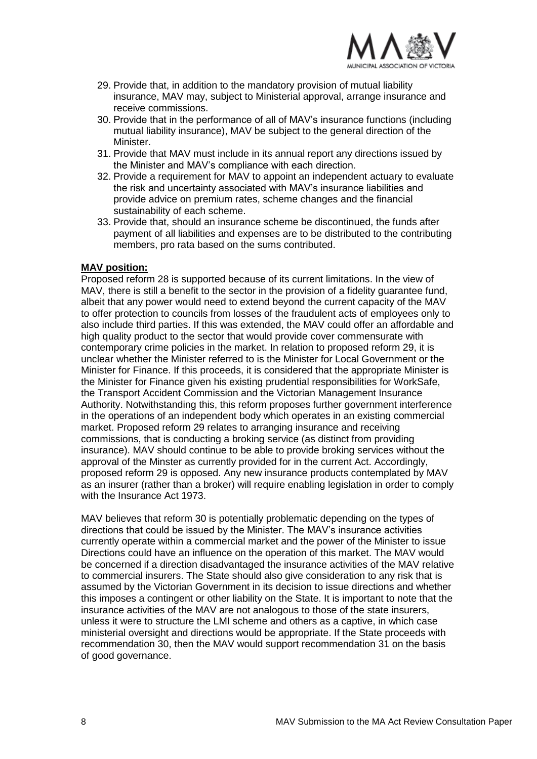29. Provide that, in addition to the mandatory provision of mutual liability insurance, MAV may, subject to Ministerial approval, arrange insurance and receive commissions.
30. Provide that in the performance of all of MAV's insurance functions (including mutual liability insurance), MAV be subject to the general direction of the Minister.
31. Provide that MAV must include in its annual report any directions issued by the Minister and MAV's compliance with each direction.
32. Provide a requirement for MAV to appoint an independent actuary to evaluate the risk and uncertainty associated with MAV's insurance liabilities and provide advice on premium rates, scheme changes and the financial sustainability of each scheme.
33. Provide that, should an insurance scheme be discontinued, the funds after payment of all liabilities and expenses are to be distributed to the contributing members, pro rata based on the sums contributed.

**MAV position:**

Proposed reform 28 is supported because of its current limitations. In the view of MAV, there is still a benefit to the sector in the provision of a fidelity guarantee fund, albeit that any power would need to extend beyond the current capacity of the MAV to offer protection to councils from losses of the fraudulent acts of employees only to also include third parties. If this was extended, the MAV could offer an affordable and high quality product to the sector that would provide cover commensurate with contemporary crime policies in the market. In relation to proposed reform 29, it is unclear whether the Minister referred to is the Minister for Local Government or the Minister for Finance. If this proceeds, it is considered that the appropriate Minister is the Minister for Finance given his existing prudential responsibilities for WorkSafe, the Transport Accident Commission and the Victorian Management Insurance Authority. Notwithstanding this, this reform proposes further government interference in the operations of an independent body which operates in an existing commercial market. Proposed reform 29 relates to arranging insurance and receiving commissions, that is conducting a broking service (as distinct from providing insurance). MAV should continue to be able to provide broking services without the approval of the Minster as currently provided for in the current Act. Accordingly, proposed reform 29 is opposed. Any new insurance products contemplated by MAV as an insurer (rather than a broker) will require enabling legislation in order to comply with the Insurance Act 1973.

MAV believes that reform 30 is potentially problematic depending on the types of directions that could be issued by the Minister. The MAV's insurance activities currently operate within a commercial market and the power of the Minister to issue Directions could have an influence on the operation of this market. The MAV would be concerned if a direction disadvantaged the insurance activities of the MAV relative to commercial insurers. The State should also give consideration to any risk that is assumed by the Victorian Government in its decision to issue directions and whether this imposes a contingent or other liability on the State. It is important to note that the insurance activities of the MAV are not analogous to those of the state insurers, unless it were to structure the LMI scheme and others as a captive, in which case ministerial oversight and directions would be appropriate. If the State proceeds with recommendation 30, then the MAV would support recommendation 31 on the basis of good governance.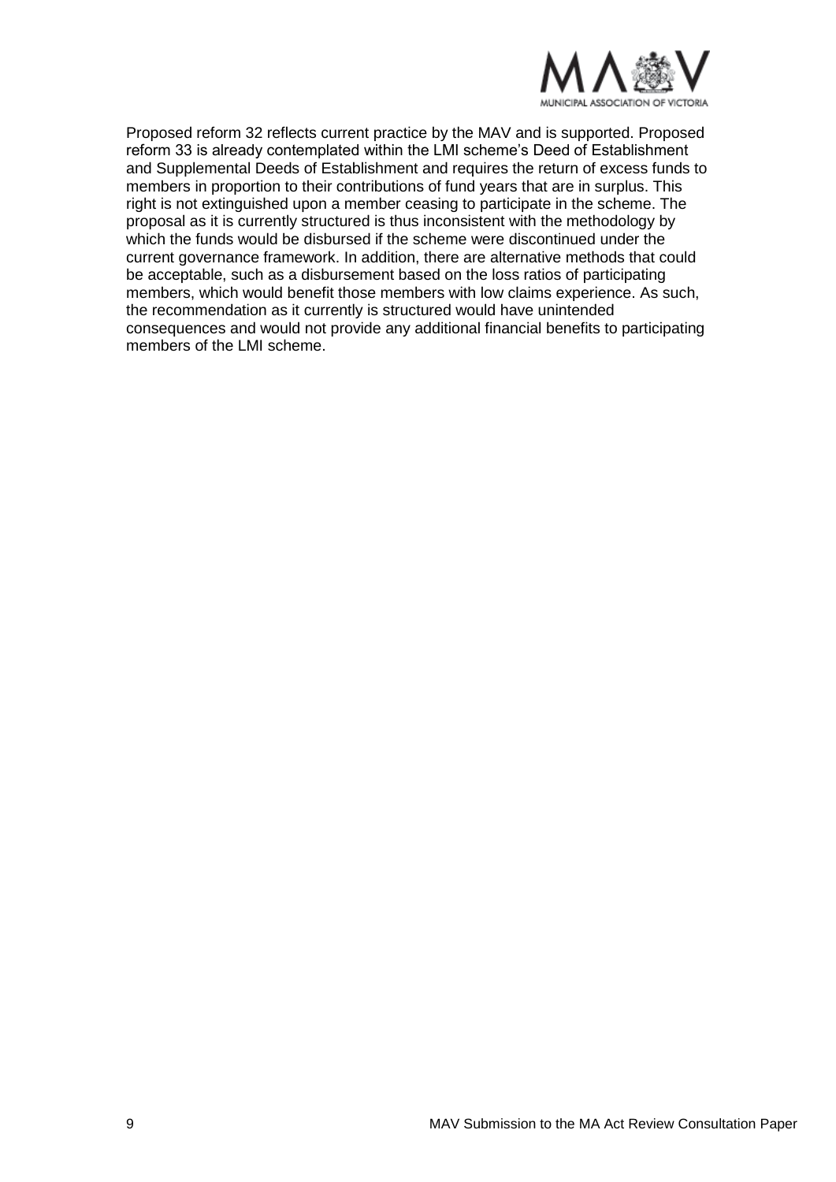Proposed reform 32 reflects current practice by the MAV and is supported. Proposed reform 33 is already contemplated within the LMI scheme's Deed of Establishment and Supplemental Deeds of Establishment and requires the return of excess funds to members in proportion to their contributions of fund years that are in surplus. This right is not extinguished upon a member ceasing to participate in the scheme. The proposal as it is currently structured is thus inconsistent with the methodology by which the funds would be disbursed if the scheme were discontinued under the current governance framework. In addition, there are alternative methods that could be acceptable, such as a disbursement based on the loss ratios of participating members, which would benefit those members with low claims experience. As such, the recommendation as it currently is structured would have unintended consequences and would not provide any additional financial benefits to participating members of the LMI scheme.